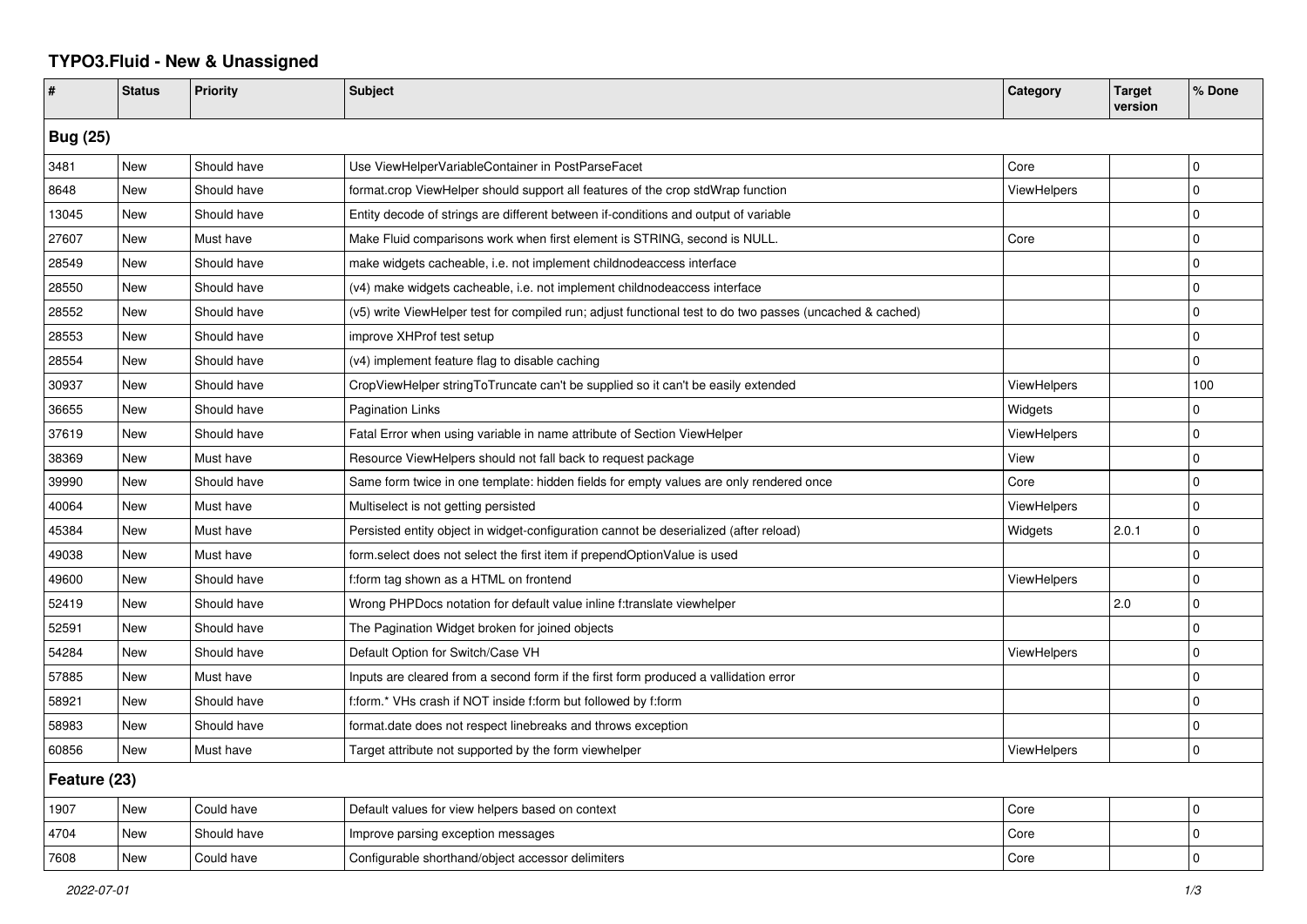# TYPO3.Fluid - New & Unassigned

| # | Status | Priority | Subject | Category | Target version | % Done |
|---|---|---|---|---|---|---|
| **Bug (25)** | | | | | | |
| 3481 | New | Should have | Use ViewHelperVariableContainer in PostParseFacet | Core | | 0 |
| 8648 | New | Should have | format.crop ViewHelper should support all features of the crop stdWrap function | ViewHelpers | | 0 |
| 13045 | New | Should have | Entity decode of strings are different between if-conditions and output of variable | | | 0 |
| 27607 | New | Must have | Make Fluid comparisons work when first element is STRING, second is NULL. | Core | | 0 |
| 28549 | New | Should have | make widgets cacheable, i.e. not implement childnodeaccess interface | | | 0 |
| 28550 | New | Should have | (v4) make widgets cacheable, i.e. not implement childnodeaccess interface | | | 0 |
| 28552 | New | Should have | (v5) write ViewHelper test for compiled run; adjust functional test to do two passes (uncached & cached) | | | 0 |
| 28553 | New | Should have | improve XHProf test setup | | | 0 |
| 28554 | New | Should have | (v4) implement feature flag to disable caching | | | 0 |
| 30937 | New | Should have | CropViewHelper stringToTruncate can't be supplied so it can't be easily extended | ViewHelpers | | 100 |
| 36655 | New | Should have | Pagination Links | Widgets | | 0 |
| 37619 | New | Should have | Fatal Error when using variable in name attribute of Section ViewHelper | ViewHelpers | | 0 |
| 38369 | New | Must have | Resource ViewHelpers should not fall back to request package | View | | 0 |
| 39990 | New | Should have | Same form twice in one template: hidden fields for empty values are only rendered once | Core | | 0 |
| 40064 | New | Must have | Multiselect is not getting persisted | ViewHelpers | | 0 |
| 45384 | New | Must have | Persisted entity object in widget-configuration cannot be deserialized (after reload) | Widgets | 2.0.1 | 0 |
| 49038 | New | Must have | form.select does not select the first item if prependOptionValue is used | | | 0 |
| 49600 | New | Should have | f:form tag shown as a HTML on frontend | ViewHelpers | | 0 |
| 52419 | New | Should have | Wrong PHPDocs notation for default value inline f:translate viewhelper | | 2.0 | 0 |
| 52591 | New | Should have | The Pagination Widget broken for joined objects | | | 0 |
| 54284 | New | Should have | Default Option for Switch/Case VH | ViewHelpers | | 0 |
| 57885 | New | Must have | Inputs are cleared from a second form if the first form produced a vallidation error | | | 0 |
| 58921 | New | Should have | f:form.* VHs crash if NOT inside f:form but followed by f:form | | | 0 |
| 58983 | New | Should have | format.date does not respect linebreaks and throws exception | | | 0 |
| 60856 | New | Must have | Target attribute not supported by the form viewhelper | ViewHelpers | | 0 |
| **Feature (23)** | | | | | | |
| 1907 | New | Could have | Default values for view helpers based on context | Core | | 0 |
| 4704 | New | Should have | Improve parsing exception messages | Core | | 0 |
| 7608 | New | Could have | Configurable shorthand/object accessor delimiters | Core | | 0 |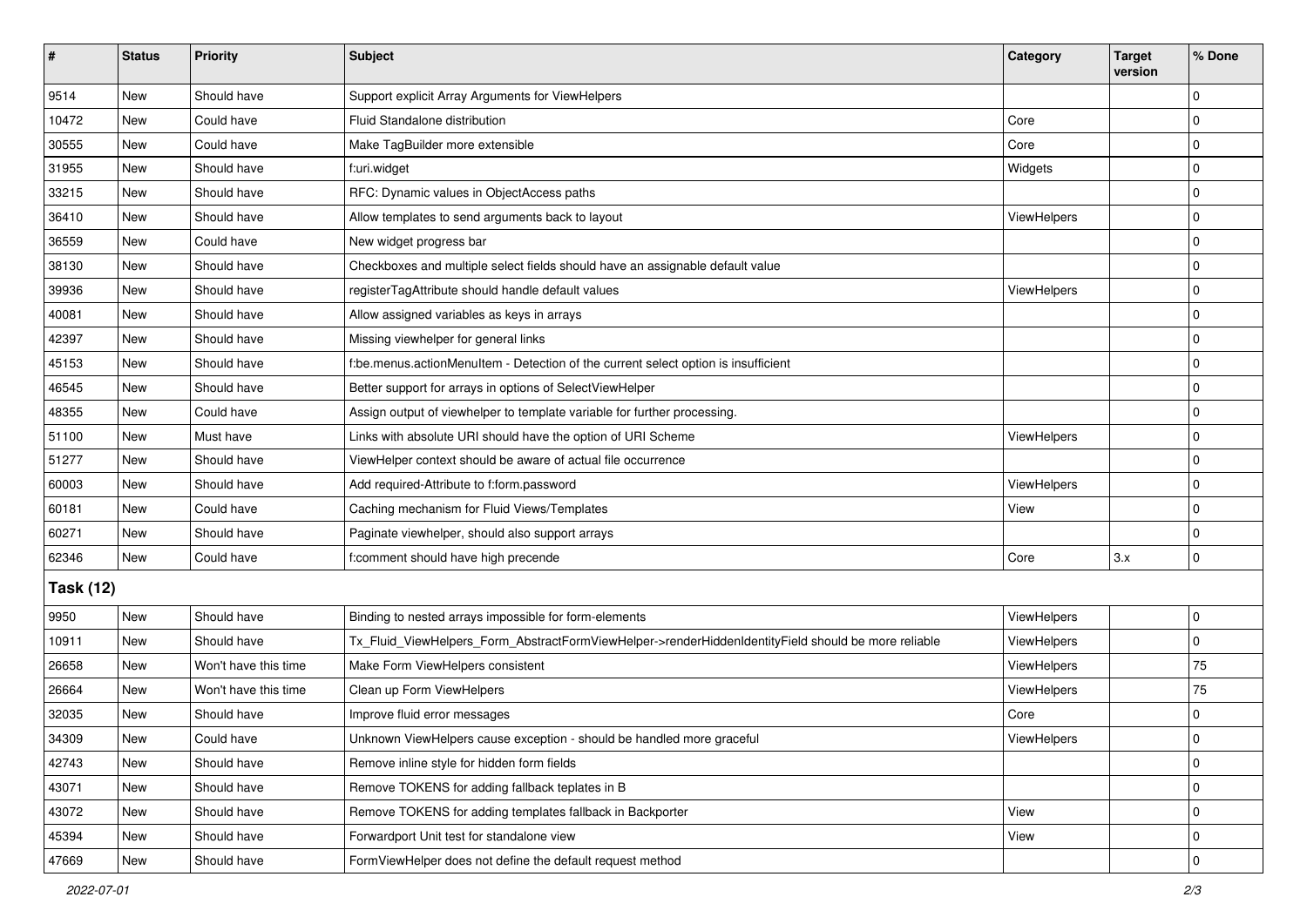| # | Status | Priority | Subject | Category | Target version | % Done |
|---|---|---|---|---|---|---|
| 9514 | New | Should have | Support explicit Array Arguments for ViewHelpers | | | 0 |
| 10472 | New | Could have | Fluid Standalone distribution | Core | | 0 |
| 30555 | New | Could have | Make TagBuilder more extensible | Core | | 0 |
| 31955 | New | Should have | f:uri.widget | Widgets | | 0 |
| 33215 | New | Should have | RFC: Dynamic values in ObjectAccess paths | | | 0 |
| 36410 | New | Should have | Allow templates to send arguments back to layout | ViewHelpers | | 0 |
| 36559 | New | Could have | New widget progress bar | | | 0 |
| 38130 | New | Should have | Checkboxes and multiple select fields should have an assignable default value | | | 0 |
| 39936 | New | Should have | registerTagAttribute should handle default values | ViewHelpers | | 0 |
| 40081 | New | Should have | Allow assigned variables as keys in arrays | | | 0 |
| 42397 | New | Should have | Missing viewhelper for general links | | | 0 |
| 45153 | New | Should have | f:be.menus.actionMenuItem - Detection of the current select option is insufficient | | | 0 |
| 46545 | New | Should have | Better support for arrays in options of SelectViewHelper | | | 0 |
| 48355 | New | Could have | Assign output of viewhelper to template variable for further processing. | | | 0 |
| 51100 | New | Must have | Links with absolute URI should have the option of URI Scheme | ViewHelpers | | 0 |
| 51277 | New | Should have | ViewHelper context should be aware of actual file occurrence | | | 0 |
| 60003 | New | Should have | Add required-Attribute to f:form.password | ViewHelpers | | 0 |
| 60181 | New | Could have | Caching mechanism for Fluid Views/Templates | View | | 0 |
| 60271 | New | Should have | Paginate viewhelper, should also support arrays | | | 0 |
| 62346 | New | Could have | f:comment should have high precende | Core | 3.x | 0 |

**Task (12)**

| # | Status | Priority | Subject | Category | Target version | % Done |
|---|---|---|---|---|---|---|
| 9950 | New | Should have | Binding to nested arrays impossible for form-elements | ViewHelpers | | 0 |
| 10911 | New | Should have | Tx_Fluid_ViewHelpers_Form_AbstractFormViewHelper->renderHiddenIdentityField should be more reliable | ViewHelpers | | 0 |
| 26658 | New | Won't have this time | Make Form ViewHelpers consistent | ViewHelpers | | 75 |
| 26664 | New | Won't have this time | Clean up Form ViewHelpers | ViewHelpers | | 75 |
| 32035 | New | Should have | Improve fluid error messages | Core | | 0 |
| 34309 | New | Could have | Unknown ViewHelpers cause exception - should be handled more graceful | ViewHelpers | | 0 |
| 42743 | New | Should have | Remove inline style for hidden form fields | | | 0 |
| 43071 | New | Should have | Remove TOKENS for adding fallback teplates in B | | | 0 |
| 43072 | New | Should have | Remove TOKENS for adding templates fallback in Backporter | View | | 0 |
| 45394 | New | Should have | Forwardport Unit test for standalone view | View | | 0 |
| 47669 | New | Should have | FormViewHelper does not define the default request method | | | 0 |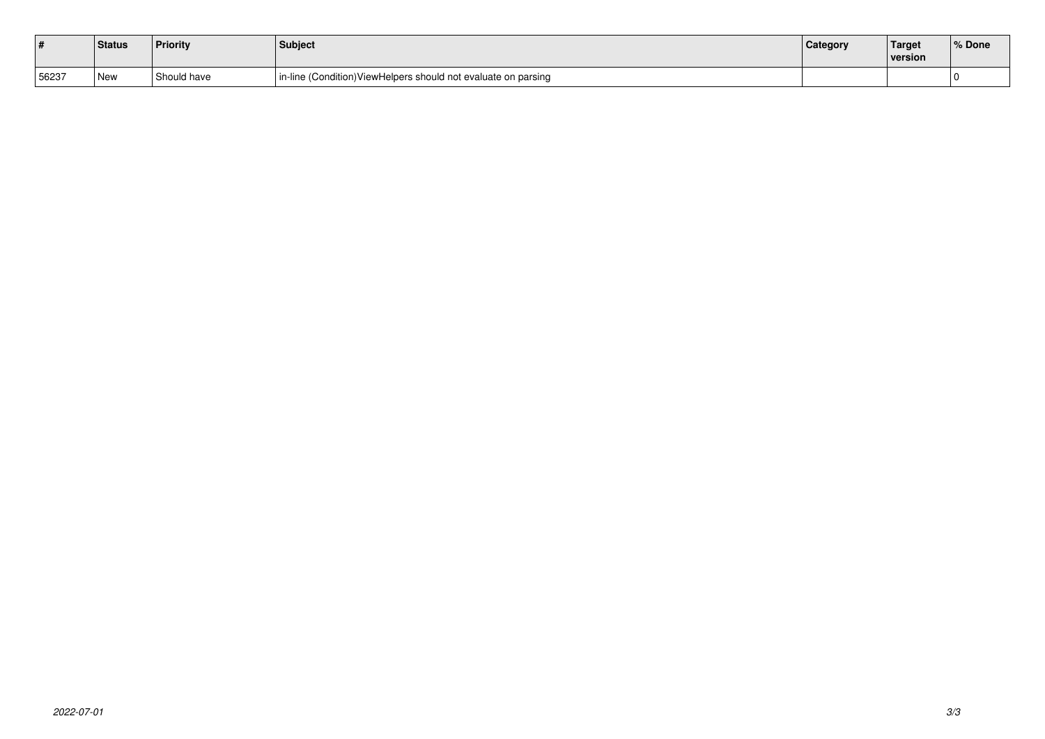| # | Status | Priority | Subject | Category | Target version | % Done |
|---|---|---|---|---|---|---|
| 56237 | New | Should have | in-line (Condition)ViewHelpers should not evaluate on parsing | | | 0 |